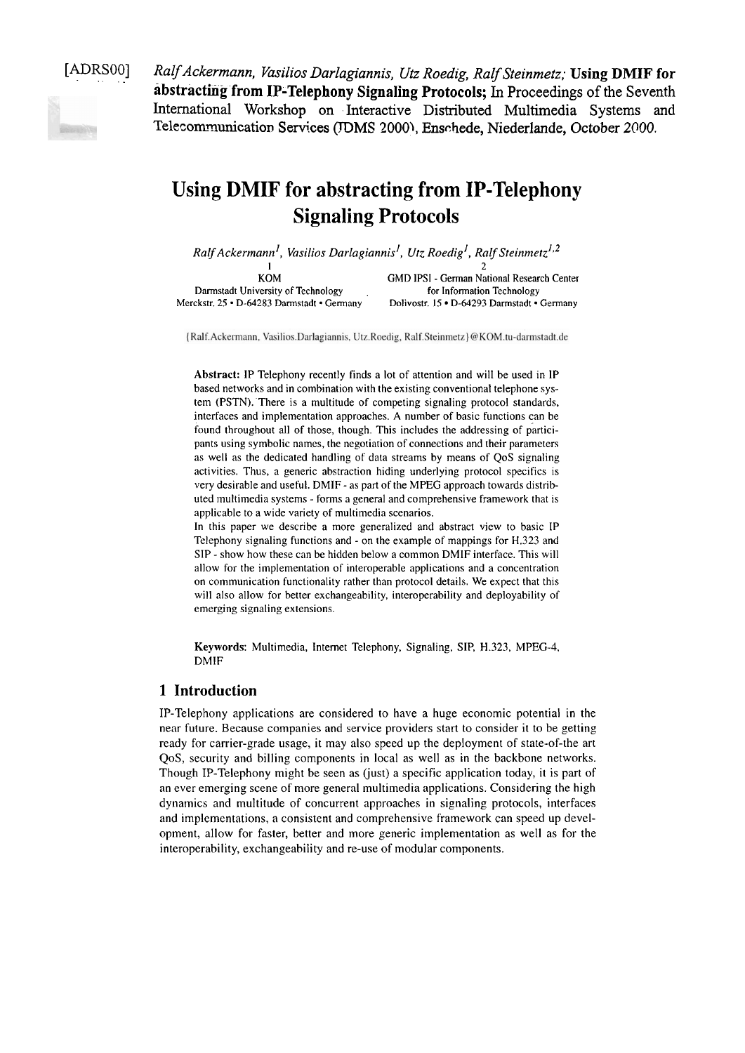[ADRS00] *Ralf Ackermann, Vasilios Darlagiannis, Utz Roedig, Ralf Steinmetz;* **Using DMIF for abstracting from IP-Telephony Signaling Protocols;** In Proceedings of the Seventh International Workshop on Interactive Distributed Multimedia Systems and Telecommunication Services (IDMS 2000), Enschede, Niederlande, October 2000.

# Using DMIF for abstracting from IP-Telephony Signaling Protocols

*Ralf Ackermann[1], Vasilios Darlagiannis[1], Utz Roedig[1], Ralf Steinmetz[1,2]*

1
KOM
Darmstadt University of Technology
Merckstr. 25 • D-64283 Darmstadt • Germany

2
GMD IPSI - German National Research Center for Information Technology
Dolivostr. 15 • D-64293 Darmstadt • Germany

{Ralf.Ackermann, Vasilios.Darlagiannis, Utz.Roedig, Ralf.Steinmetz}@KOM.tu-darmstadt.de

**Abstract:** IP Telephony recently finds a lot of attention and will be used in IP based networks and in combination with the existing conventional telephone system (PSTN). There is a multitude of competing signaling protocol standards, interfaces and implementation approaches. A number of basic functions can be found throughout all of those, though. This includes the addressing of participants using symbolic names, the negotiation of connections and their parameters as well as the dedicated handling of data streams by means of QoS signaling activities. Thus, a generic abstraction hiding underlying protocol specifics is very desirable and useful. DMIF - as part of the MPEG approach towards distributed multimedia systems - forms a general and comprehensive framework that is applicable to a wide variety of multimedia scenarios.

In this paper we describe a more generalized and abstract view to basic IP Telephony signaling functions and - on the example of mappings for H.323 and SIP - show how these can be hidden below a common DMIF interface. This will allow for the implementation of interoperable applications and a concentration on communication functionality rather than protocol details. We expect that this will also allow for better exchangeability, interoperability and deployability of emerging signaling extensions.

**Keywords:** Multimedia, Internet Telephony, Signaling, SIP, H.323, MPEG-4, DMIF

## 1 Introduction

IP-Telephony applications are considered to have a huge economic potential in the near future. Because companies and service providers start to consider it to be getting ready for carrier-grade usage, it may also speed up the deployment of state-of-the art QoS, security and billing components in local as well as in the backbone networks. Though IP-Telephony might be seen as (just) a specific application today, it is part of an ever emerging scene of more general multimedia applications. Considering the high dynamics and multitude of concurrent approaches in signaling protocols, interfaces and implementations, a consistent and comprehensive framework can speed up development, allow for faster, better and more generic implementation as well as for the interoperability, exchangeability and re-use of modular components.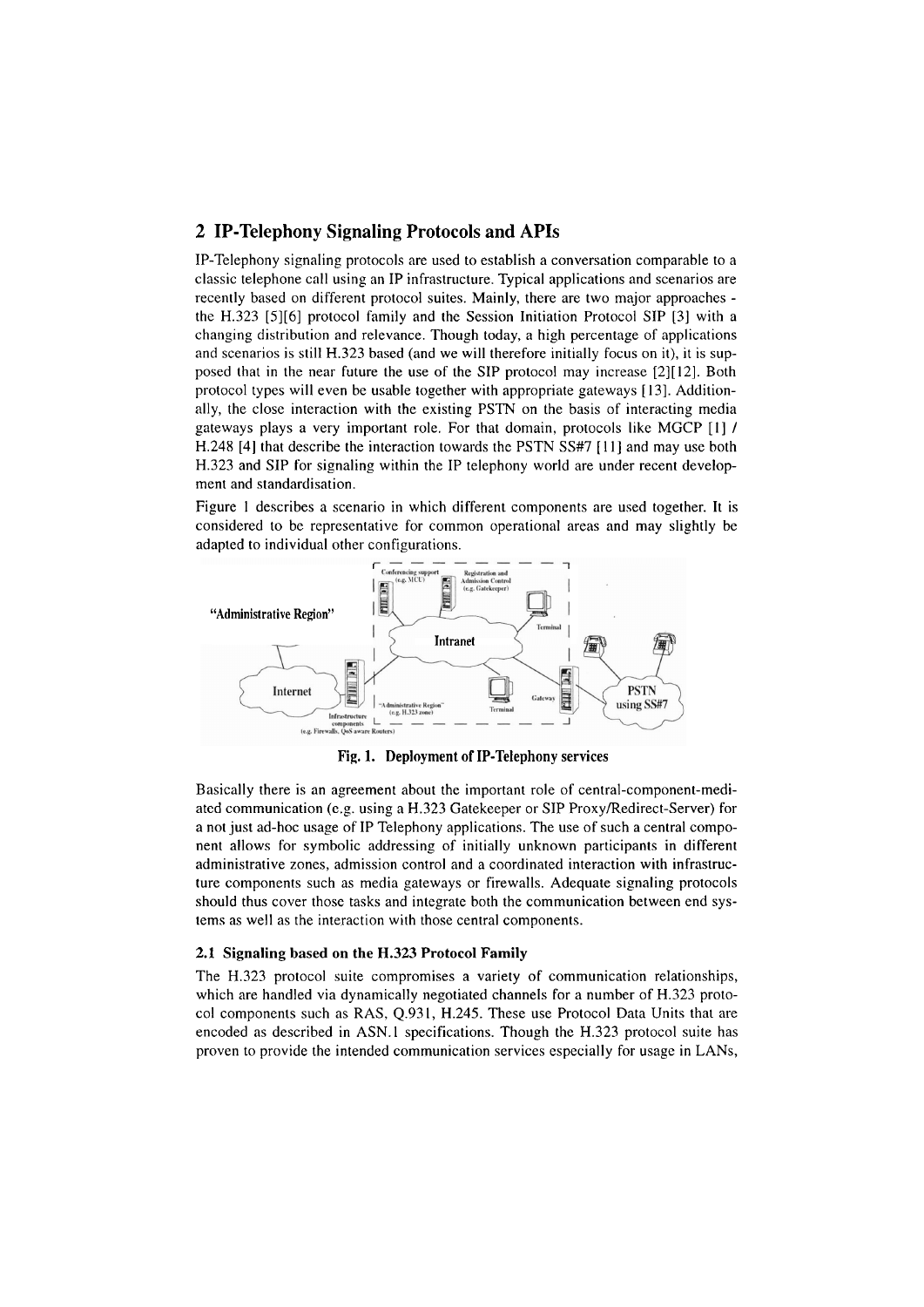## 2 IP-Telephony Signaling Protocols and APIs

IP-Telephony signaling protocols are used to establish a conversation comparable to a classic telephone call using an IP infrastructure. Typical applications and scenarios are recently based on different protocol suites. Mainly, there are two major approaches - the H.323 [5][6] protocol family and the Session Initiation Protocol SIP [3] with a changing distribution and relevance. Though today, a high percentage of applications and scenarios is still H.323 based (and we will therefore initially focus on it), it is supposed that in the near future the use of the SIP protocol may increase [2][12]. Both protocol types will even be usable together with appropriate gateways [13]. Additionally, the close interaction with the existing PSTN on the basis of interacting media gateways plays a very important role. For that domain, protocols like MGCP [1] / H.248 [4] that describe the interaction towards the PSTN SS#7 [11] and may use both H.323 and SIP for signaling within the IP telephony world are under recent development and standardisation.

Figure 1 describes a scenario in which different components are used together. It is considered to be representative for common operational areas and may slightly be adapted to individual other configurations.

Conferencing support (e.g. MCU)
Registration and Admission Control (e.g. Gatekeeper)
"Administrative Region"
Terminal
Intranet
Internet
Gateway
Terminal
"Administrative Region" (e.g. H.323 zone)
Infrastructure components (e.g. Firewalls, QoS aware Routers)
PSTN using SS#7

**Fig. 1. Deployment of IP-Telephony services**

Basically there is an agreement about the important role of central-component-mediated communication (e.g. using a H.323 Gatekeeper or SIP Proxy/Redirect-Server) for a not just ad-hoc usage of IP Telephony applications. The use of such a central component allows for symbolic addressing of initially unknown participants in different administrative zones, admission control and a coordinated interaction with infrastructure components such as media gateways or firewalls. Adequate signaling protocols should thus cover those tasks and integrate both the communication between end systems as well as the interaction with those central components.

### 2.1 Signaling based on the H.323 Protocol Family

The H.323 protocol suite compromises a variety of communication relationships, which are handled via dynamically negotiated channels for a number of H.323 protocol components such as RAS, Q.931, H.245. These use Protocol Data Units that are encoded as described in ASN.1 specifications. Though the H.323 protocol suite has proven to provide the intended communication services especially for usage in LANs,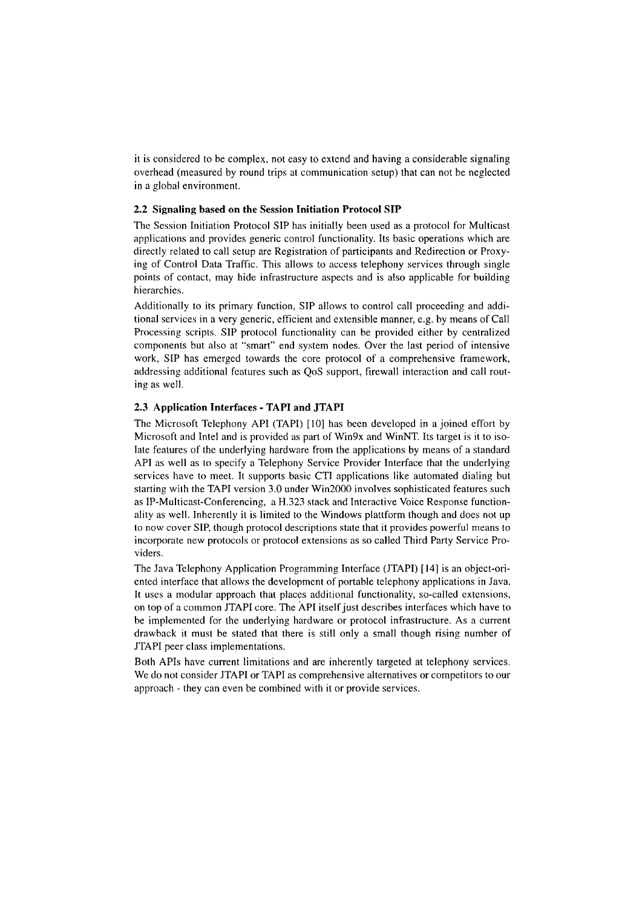it is considered to be complex, not easy to extend and having a considerable signaling overhead (measured by round trips at communication setup) that can not be neglected in a global environment.

### 2.2 Signaling based on the Session Initiation Protocol SIP

The Session Initiation Protocol SIP has initially been used as a protocol for Multicast applications and provides generic control functionality. Its basic operations which are directly related to call setup are Registration of participants and Redirection or Proxying of Control Data Traffic. This allows to access telephony services through single points of contact, may hide infrastructure aspects and is also applicable for building hierarchies.

Additionally to its primary function, SIP allows to control call proceeding and additional services in a very generic, efficient and extensible manner, e.g. by means of Call Processing scripts. SIP protocol functionality can be provided either by centralized components but also at "smart" end system nodes. Over the last period of intensive work, SIP has emerged towards the core protocol of a comprehensive framework, addressing additional features such as QoS support, firewall interaction and call routing as well.

### 2.3 Application Interfaces - TAPI and JTAPI

The Microsoft Telephony API (TAPI) [10] has been developed in a joined effort by Microsoft and Intel and is provided as part of Win9x and WinNT. Its target is it to isolate features of the underlying hardware from the applications by means of a standard API as well as to specify a Telephony Service Provider Interface that the underlying services have to meet. It supports basic CTI applications like automated dialing but starting with the TAPI version 3.0 under Win2000 involves sophisticated features such as IP-Multicast-Conferencing, a H.323 stack and Interactive Voice Response functionality as well. Inherently it is limited to the Windows plattform though and does not up to now cover SIP, though protocol descriptions state that it provides powerful means to incorporate new protocols or protocol extensions as so called Third Party Service Providers.

The Java Telephony Application Programming Interface (JTAPI) [14] is an object-oriented interface that allows the development of portable telephony applications in Java. It uses a modular approach that places additional functionality, so-called extensions, on top of a common JTAPI core. The API itself just describes interfaces which have to be implemented for the underlying hardware or protocol infrastructure. As a current drawback it must be stated that there is still only a small though rising number of JTAPI peer class implementations.

Both APIs have current limitations and are inherently targeted at telephony services. We do not consider JTAPI or TAPI as comprehensive alternatives or competitors to our approach - they can even be combined with it or provide services.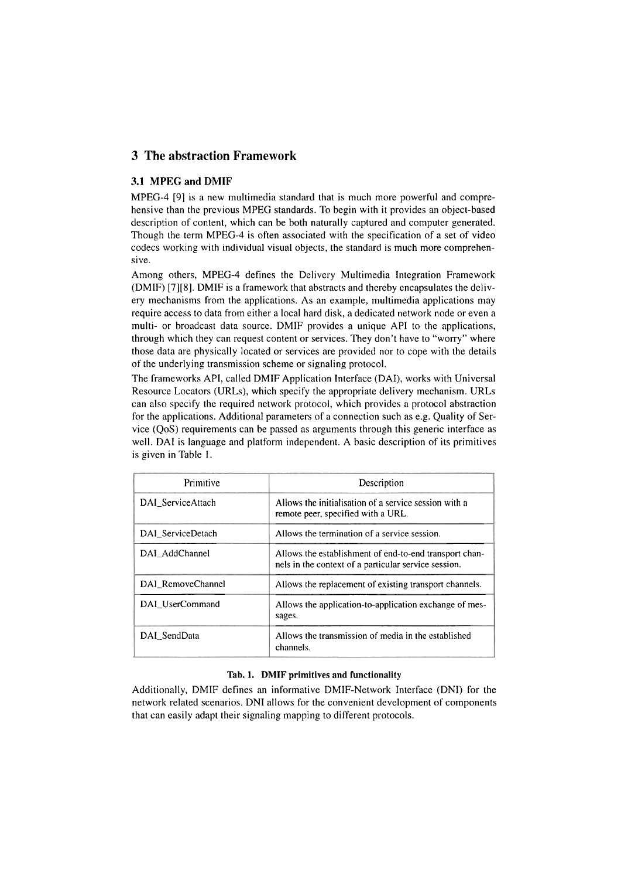## 3 The abstraction Framework

### 3.1 MPEG and DMIF

MPEG-4 [9] is a new multimedia standard that is much more powerful and comprehensive than the previous MPEG standards. To begin with it provides an object-based description of content, which can be both naturally captured and computer generated. Though the term MPEG-4 is often associated with the specification of a set of video codecs working with individual visual objects, the standard is much more comprehensive.

Among others, MPEG-4 defines the Delivery Multimedia Integration Framework (DMIF) [7][8]. DMIF is a framework that abstracts and thereby encapsulates the delivery mechanisms from the applications. As an example, multimedia applications may require access to data from either a local hard disk, a dedicated network node or even a multi- or broadcast data source. DMIF provides a unique API to the applications, through which they can request content or services. They don't have to "worry" where those data are physically located or services are provided nor to cope with the details of the underlying transmission scheme or signaling protocol.

The frameworks API, called DMIF Application Interface (DAI), works with Universal Resource Locators (URLs), which specify the appropriate delivery mechanism. URLs can also specify the required network protocol, which provides a protocol abstraction for the applications. Additional parameters of a connection such as e.g. Quality of Service (QoS) requirements can be passed as arguments through this generic interface as well. DAI is language and platform independent. A basic description of its primitives is given in Table 1.

| Primitive | Description |
| --- | --- |
| DAI_ServiceAttach | Allows the initialisation of a service session with a remote peer, specified with a URL. |
| DAI_ServiceDetach | Allows the termination of a service session. |
| DAI_AddChannel | Allows the establishment of end-to-end transport channels in the context of a particular service session. |
| DAI_RemoveChannel | Allows the replacement of existing transport channels. |
| DAI_UserCommand | Allows the application-to-application exchange of messages. |
| DAI_SendData | Allows the transmission of media in the established channels. |

**Tab. 1. DMIF primitives and functionality**

Additionally, DMIF defines an informative DMIF-Network Interface (DNI) for the network related scenarios. DNI allows for the convenient development of components that can easily adapt their signaling mapping to different protocols.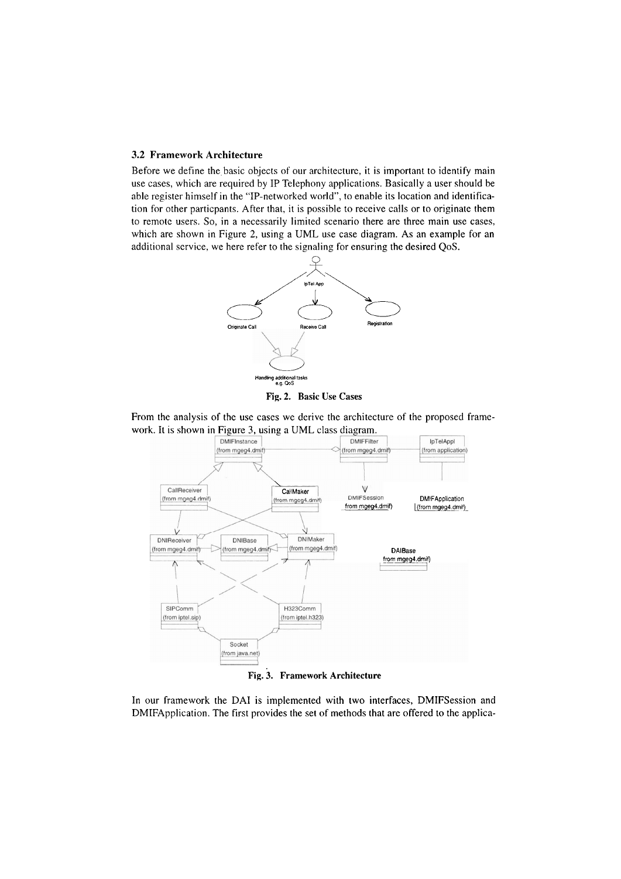### 3.2 Framework Architecture

Before we define the basic objects of our architecture, it is important to identify main use cases, which are required by IP Telephony applications. Basically a user should be able register himself in the "IP-networked world", to enable its location and identification for other particpants. After that, it is possible to receive calls or to originate them to remote users. So, in a necessarily limited scenario there are three main use cases, which are shown in Figure 2, using a UML use case diagram. As an example for an additional service, we here refer to the signaling for ensuring the desired QoS.

IpTel App

Originate Call

Receive Call

Registration

Handling additional tasks
e.g. QoS

**Fig. 2. Basic Use Cases**

From the analysis of the use cases we derive the architecture of the proposed framework. It is shown in Figure 3, using a UML class diagram.

DMIFInstance (from mpeg4.dmif)

DMIFFilter (from mpeg4.dmif)

IpTelAppl (from application)

CallReceiver (from mpeg4.dmif)

CallMaker (from mpeg4.dmif)

DMIFSession from mpeg4.dmif)

DMIFApplication (from mpeg4.dmif)

DNIReceiver (from mpeg4.dmif)

DNIBase (from mpeg4.dmif)

DNIMaker (from mpeg4.dmif)

DAIBase from mpeg4.dmif)

SIPComm (from iptel.sip)

H323Comm (from iptel.h323)

Socket (from java.net)

**Fig. 3. Framework Architecture**

In our framework the DAI is implemented with two interfaces, DMIFSession and DMIFApplication. The first provides the set of methods that are offered to the applica-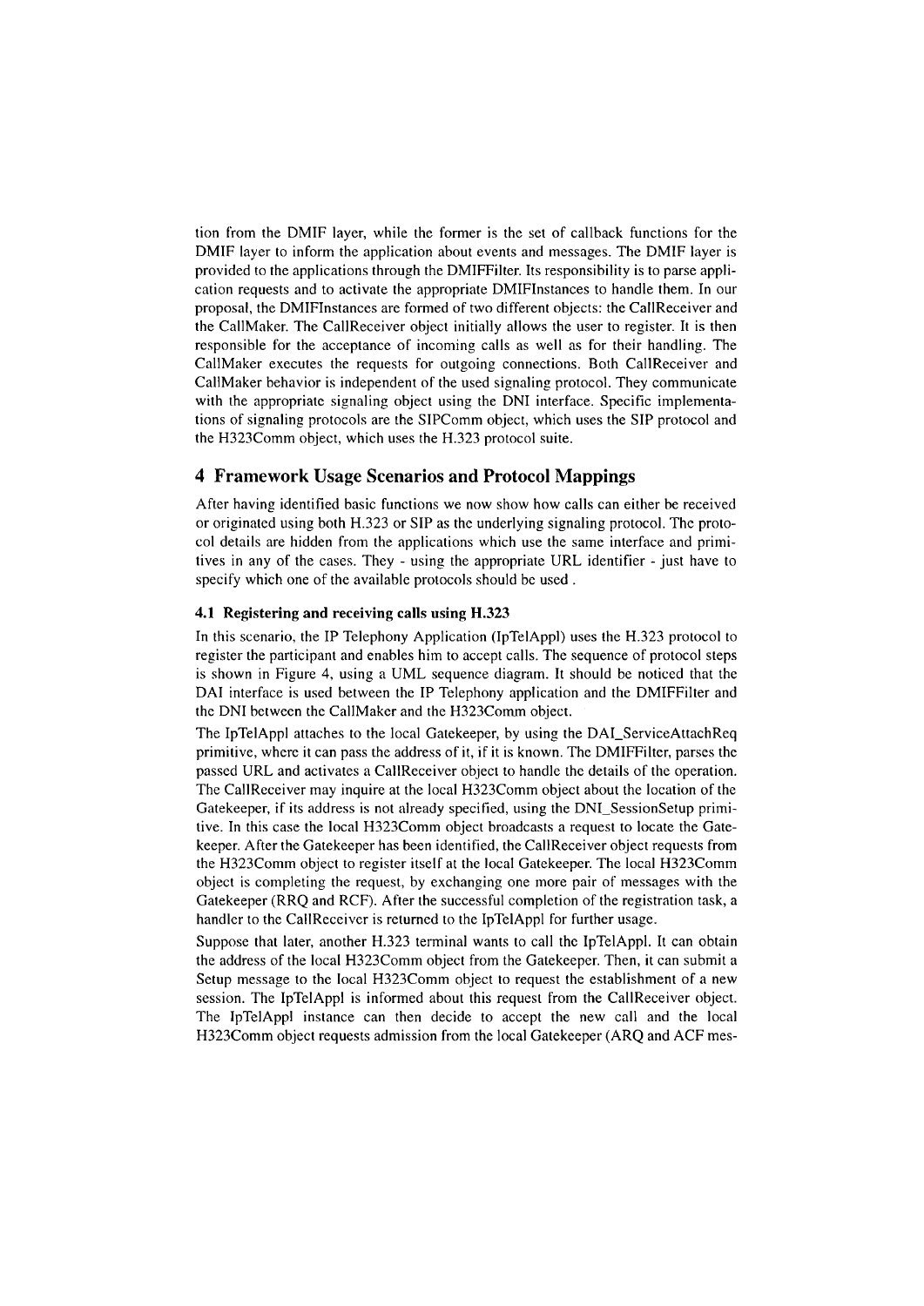tion from the DMIF layer, while the former is the set of callback functions for the DMIF layer to inform the application about events and messages. The DMIF layer is provided to the applications through the DMIFFilter. Its responsibility is to parse application requests and to activate the appropriate DMIFInstances to handle them. In our proposal, the DMIFInstances are formed of two different objects: the CallReceiver and the CallMaker. The CallReceiver object initially allows the user to register. It is then responsible for the acceptance of incoming calls as well as for their handling. The CallMaker executes the requests for outgoing connections. Both CallReceiver and CallMaker behavior is independent of the used signaling protocol. They communicate with the appropriate signaling object using the DNI interface. Specific implementations of signaling protocols are the SIPComm object, which uses the SIP protocol and the H323Comm object, which uses the H.323 protocol suite.

## 4 Framework Usage Scenarios and Protocol Mappings

After having identified basic functions we now show how calls can either be received or originated using both H.323 or SIP as the underlying signaling protocol. The protocol details are hidden from the applications which use the same interface and primitives in any of the cases. They - using the appropriate URL identifier - just have to specify which one of the available protocols should be used .

### 4.1 Registering and receiving calls using H.323

In this scenario, the IP Telephony Application (IpTelAppl) uses the H.323 protocol to register the participant and enables him to accept calls. The sequence of protocol steps is shown in Figure 4, using a UML sequence diagram. It should be noticed that the DAI interface is used between the IP Telephony application and the DMIFFilter and the DNI between the CallMaker and the H323Comm object.

The IpTelAppl attaches to the local Gatekeeper, by using the DAI_ServiceAttachReq primitive, where it can pass the address of it, if it is known. The DMIFFilter, parses the passed URL and activates a CallReceiver object to handle the details of the operation. The CallReceiver may inquire at the local H323Comm object about the location of the Gatekeeper, if its address is not already specified, using the DNI_SessionSetup primitive. In this case the local H323Comm object broadcasts a request to locate the Gatekeeper. After the Gatekeeper has been identified, the CallReceiver object requests from the H323Comm object to register itself at the local Gatekeeper. The local H323Comm object is completing the request, by exchanging one more pair of messages with the Gatekeeper (RRQ and RCF). After the successful completion of the registration task, a handler to the CallReceiver is returned to the IpTelAppl for further usage.

Suppose that later, another H.323 terminal wants to call the IpTelAppl. It can obtain the address of the local H323Comm object from the Gatekeeper. Then, it can submit a Setup message to the local H323Comm object to request the establishment of a new session. The IpTelAppl is informed about this request from the CallReceiver object. The IpTelAppl instance can then decide to accept the new call and the local H323Comm object requests admission from the local Gatekeeper (ARQ and ACF mes-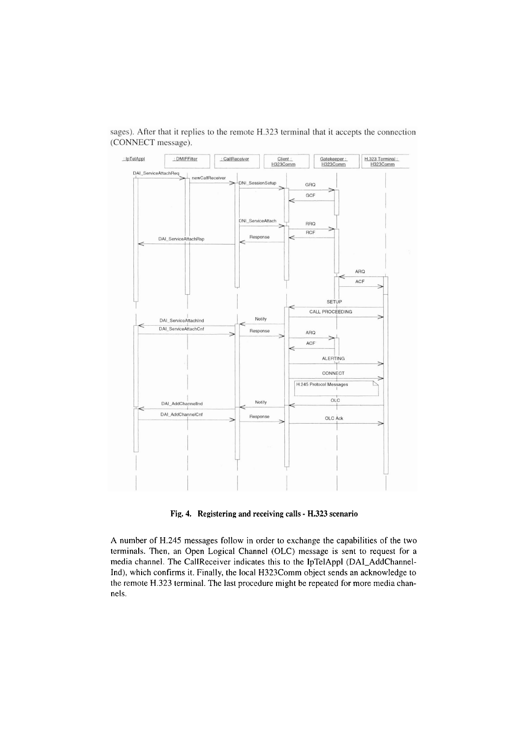sages). After that it replies to the remote H.323 terminal that it accepts the connection (CONNECT message).

: IpTelAppl
: DMIFFilter
: CallReceiver
Client : H323Comm
Gatekeeper : H323Comm
H.323 Terminal : H323Comm

DAI_ServiceAttachReq
newCallReceiver
DNI_SessionSetup
GRQ
GCF
DNI_ServiceAttach
RRQ
RCF
Response
DAI_ServiceAttachRsp
ARQ
ACF
SETUP
CALL PROCEEDING
DAI_ServiceAttachInd
Notify
DAI_ServiceAttachCnf
Response
ARQ
ACF
ALERTING
CONNECT
H.245 Protocol Messages
OLC
DAI_AddChannelInd
Notify
DAI_AddChannelCnf
Response
OLC Ack

**Fig. 4. Registering and receiving calls - H.323 scenario**

A number of H.245 messages follow in order to exchange the capabilities of the two terminals. Then, an Open Logical Channel (OLC) message is sent to request for a media channel. The CallReceiver indicates this to the IpTelAppl (DAI_AddChannel-Ind), which confirms it. Finally, the local H323Comm object sends an acknowledge to the remote H.323 terminal. The last procedure might be repeated for more media channels.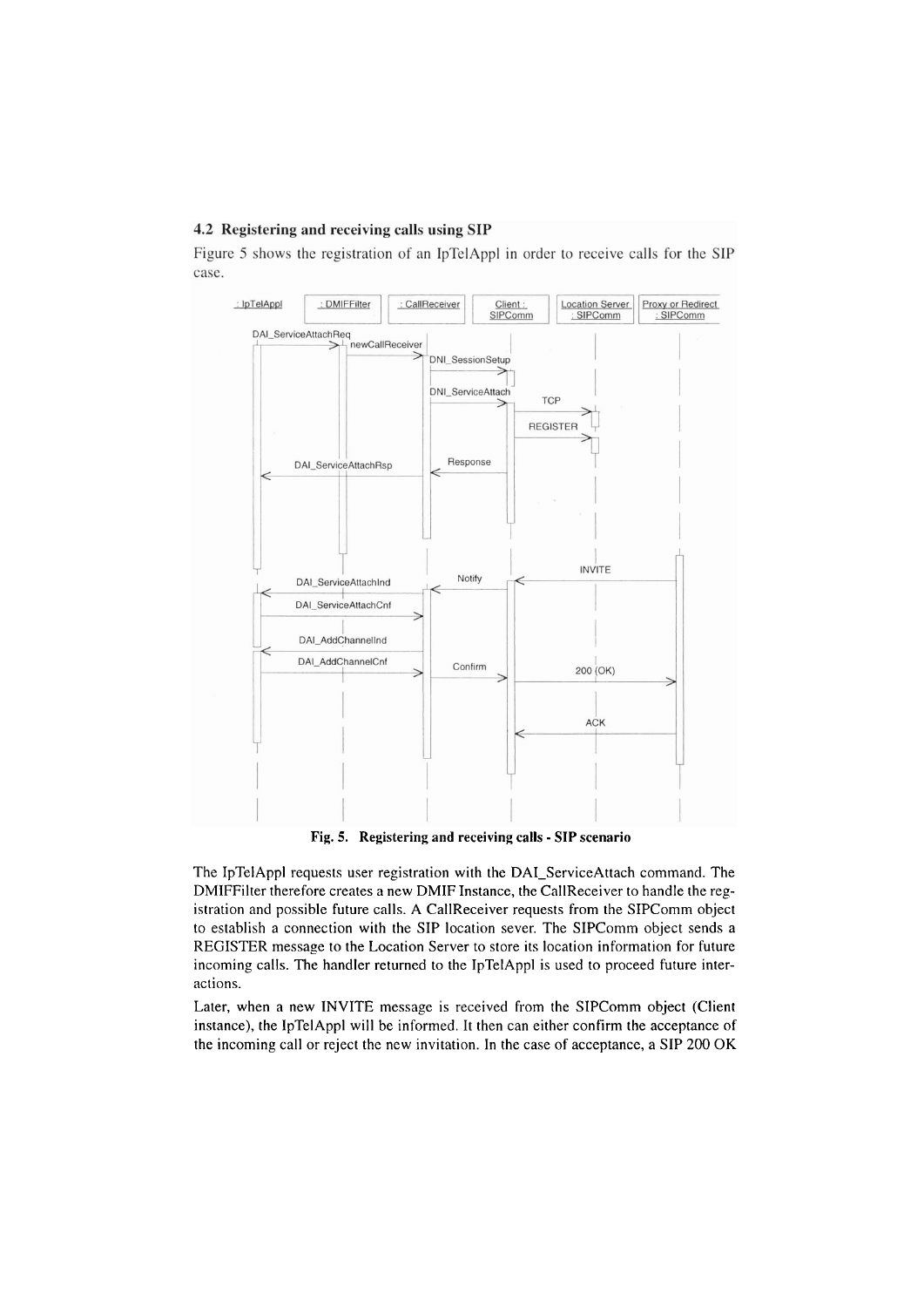### 4.2 Registering and receiving calls using SIP

Figure 5 shows the registration of an IpTelAppl in order to receive calls for the SIP case.

: IpTelAppl
: DMIFFilter
: CallReceiver
Client : SIPComm
Location Server : SIPComm
Proxy or Redirect : SIPComm
DAI_ServiceAttachReq
newCallReceiver
DNI_SessionSetup
DNI_ServiceAttach
TCP
REGISTER
DAI_ServiceAttachRsp
Response
INVITE
DAI_ServiceAttachInd
Notify
DAI_ServiceAttachCnf
DAI_AddChannelInd
DAI_AddChannelCnf
Confirm
200 (OK)
ACK

**Fig. 5. Registering and receiving calls - SIP scenario**

The IpTelAppl requests user registration with the DAI_ServiceAttach command. The DMIFFilter therefore creates a new DMIF Instance, the CallReceiver to handle the registration and possible future calls. A CallReceiver requests from the SIPComm object to establish a connection with the SIP location sever. The SIPComm object sends a REGISTER message to the Location Server to store its location information for future incoming calls. The handler returned to the IpTelAppl is used to proceed future interactions.

Later, when a new INVITE message is received from the SIPComm object (Client instance), the IpTelAppl will be informed. It then can either confirm the acceptance of the incoming call or reject the new invitation. In the case of acceptance, a SIP 200 OK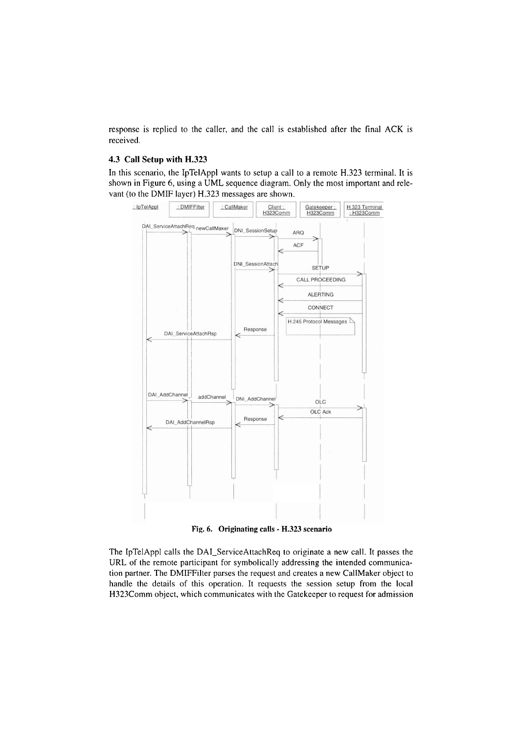response is replied to the caller, and the call is established after the final ACK is received.

### 4.3 Call Setup with H.323

In this scenario, the IpTelAppl wants to setup a call to a remote H.323 terminal. It is shown in Figure 6, using a UML sequence diagram. Only the most important and relevant (to the DMIF layer) H.323 messages are shown.

: IpTelAppl
: DMIFFilter
: CallMaker
Client : H323Comm
Gatekeeper : H323Comm
H.323 Terminal : H323Comm

DAI_ServiceAttachReq
newCallMaker
DNI_SessionSetup
ARQ
ACF
DNI_SessionAttach
SETUP
CALL PROCEEDING
ALERTING
CONNECT
H.245 Protocol Messages
Response
DAI_ServiceAttachRsp

DAI_AddChannel
addChannel
DNI_AddChannel
OLC
OLC Ack
Response
DAI_AddChannelRsp

**Fig. 6. Originating calls - H.323 scenario**

The IpTelAppl calls the DAI_ServiceAttachReq to originate a new call. It passes the URL of the remote participant for symbolically addressing the intended communication partner. The DMIFFilter parses the request and creates a new CallMaker object to handle the details of this operation. It requests the session setup from the local H323Comm object, which communicates with the Gatekeeper to request for admission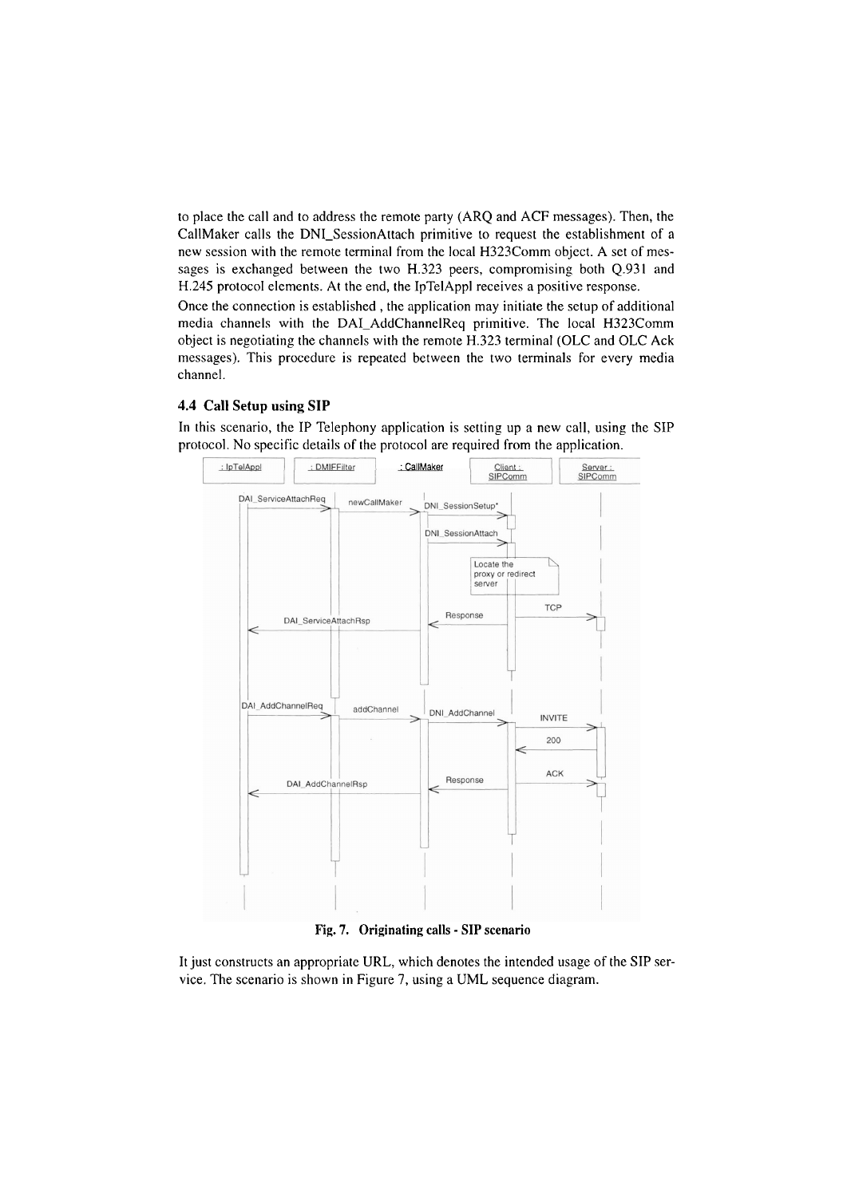to place the call and to address the remote party (ARQ and ACF messages). Then, the CallMaker calls the DNI_SessionAttach primitive to request the establishment of a new session with the remote terminal from the local H323Comm object. A set of messages is exchanged between the two H.323 peers, compromising both Q.931 and H.245 protocol elements. At the end, the IpTelAppl receives a positive response.

Once the connection is established , the application may initiate the setup of additional media channels with the DAI_AddChannelReq primitive. The local H323Comm object is negotiating the channels with the remote H.323 terminal (OLC and OLC Ack messages). This procedure is repeated between the two terminals for every media channel.

### 4.4 Call Setup using SIP

In this scenario, the IP Telephony application is setting up a new call, using the SIP protocol. No specific details of the protocol are required from the application.

: IpTelAppl
: DMIFFilter
: CallMaker
Client : SIPComm
Server : SIPComm
DAI_ServiceAttachReq
newCallMaker
DNI_SessionSetup*
DNI_SessionAttach
Locate the proxy or redirect server
TCP
Response
DAI_ServiceAttachRsp
DAI_AddChannelReq
addChannel
DNI_AddChannel
INVITE
200
ACK
Response
DAI_AddChannelRsp

**Fig. 7. Originating calls - SIP scenario**

It just constructs an appropriate URL, which denotes the intended usage of the SIP service. The scenario is shown in Figure 7, using a UML sequence diagram.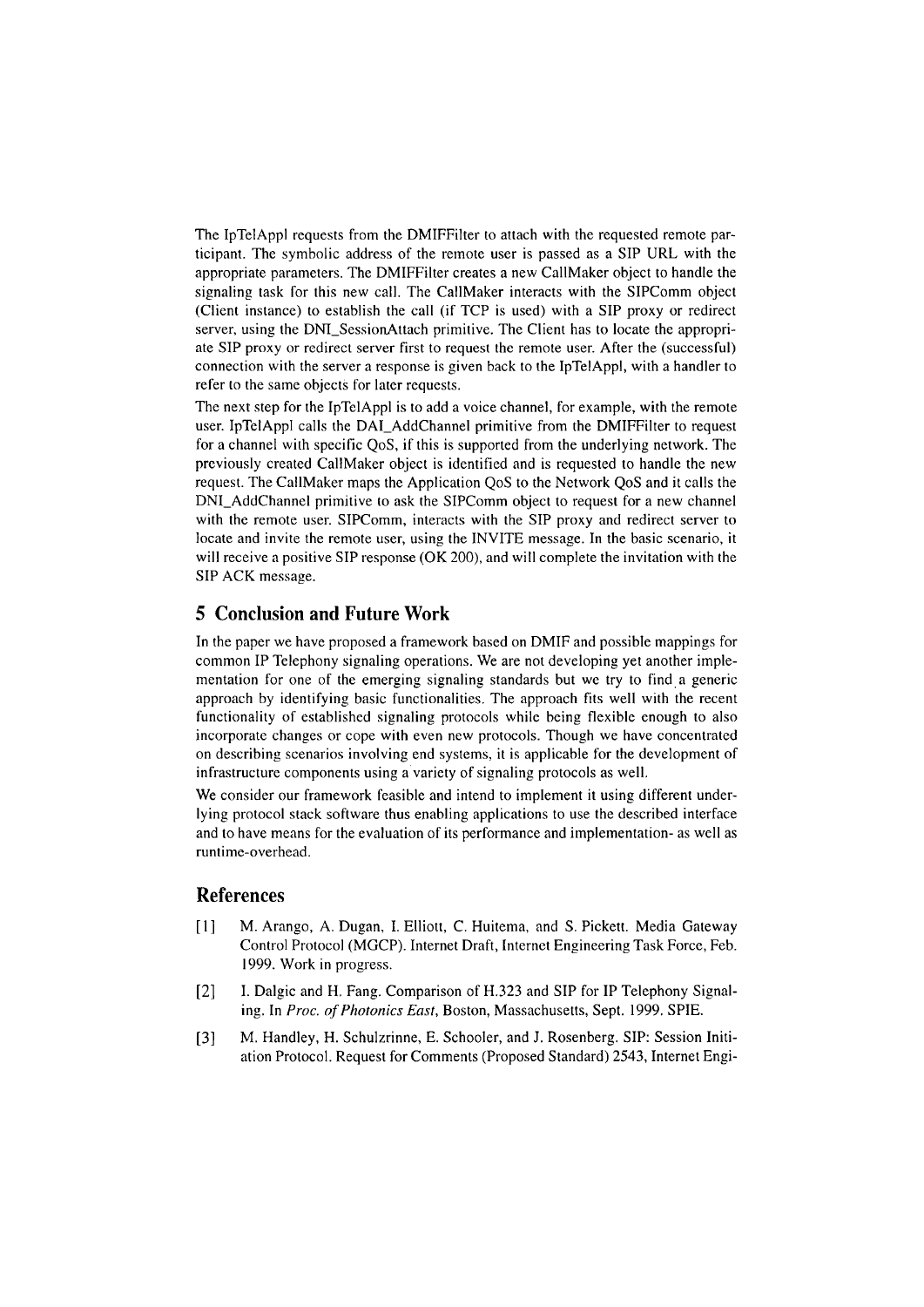The IpTelAppl requests from the DMIFFilter to attach with the requested remote participant. The symbolic address of the remote user is passed as a SIP URL with the appropriate parameters. The DMIFFilter creates a new CallMaker object to handle the signaling task for this new call. The CallMaker interacts with the SIPComm object (Client instance) to establish the call (if TCP is used) with a SIP proxy or redirect server, using the DNI_SessionAttach primitive. The Client has to locate the appropriate SIP proxy or redirect server first to request the remote user. After the (successful) connection with the server a response is given back to the IpTelAppl, with a handler to refer to the same objects for later requests.

The next step for the IpTelAppl is to add a voice channel, for example, with the remote user. IpTelAppl calls the DAI_AddChannel primitive from the DMIFFilter to request for a channel with specific QoS, if this is supported from the underlying network. The previously created CallMaker object is identified and is requested to handle the new request. The CallMaker maps the Application QoS to the Network QoS and it calls the DNI_AddChannel primitive to ask the SIPComm object to request for a new channel with the remote user. SIPComm, interacts with the SIP proxy and redirect server to locate and invite the remote user, using the INVITE message. In the basic scenario, it will receive a positive SIP response (OK 200), and will complete the invitation with the SIP ACK message.

## 5 Conclusion and Future Work

In the paper we have proposed a framework based on DMIF and possible mappings for common IP Telephony signaling operations. We are not developing yet another implementation for one of the emerging signaling standards but we try to find a generic approach by identifying basic functionalities. The approach fits well with the recent functionality of established signaling protocols while being flexible enough to also incorporate changes or cope with even new protocols. Though we have concentrated on describing scenarios involving end systems, it is applicable for the development of infrastructure components using a variety of signaling protocols as well.

We consider our framework feasible and intend to implement it using different underlying protocol stack software thus enabling applications to use the described interface and to have means for the evaluation of its performance and implementation- as well as runtime-overhead.

## References

[1] M. Arango, A. Dugan, I. Elliott, C. Huitema, and S. Pickett. Media Gateway Control Protocol (MGCP). Internet Draft, Internet Engineering Task Force, Feb. 1999. Work in progress.

[2] I. Dalgic and H. Fang. Comparison of H.323 and SIP for IP Telephony Signaling. In *Proc. of Photonics East*, Boston, Massachusetts, Sept. 1999. SPIE.

[3] M. Handley, H. Schulzrinne, E. Schooler, and J. Rosenberg. SIP: Session Initiation Protocol. Request for Comments (Proposed Standard) 2543, Internet Engi-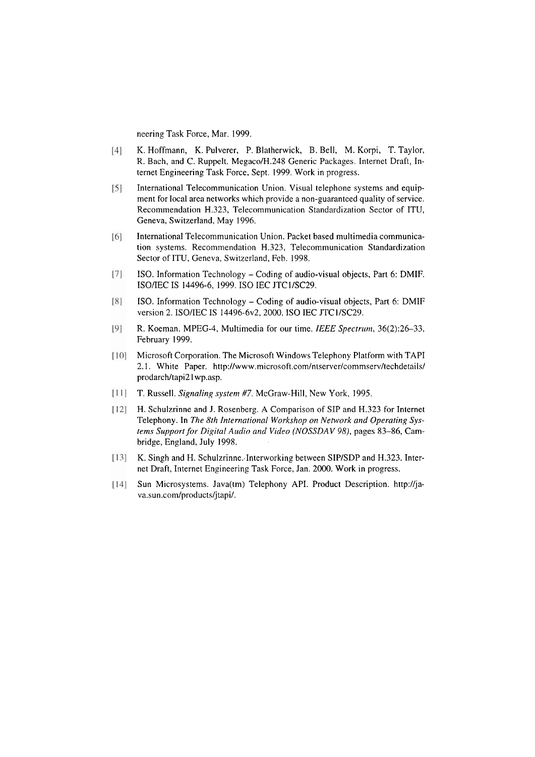neering Task Force, Mar. 1999.

[4] K. Hoffmann, K. Pulverer, P. Blatherwick, B. Bell, M. Korpi, T. Taylor, R. Bach, and C. Ruppelt. Megaco/H.248 Generic Packages. Internet Draft, Internet Engineering Task Force, Sept. 1999. Work in progress.

[5] International Telecommunication Union. Visual telephone systems and equipment for local area networks which provide a non-guaranteed quality of service. Recommendation H.323, Telecommunication Standardization Sector of ITU, Geneva, Switzerland, May 1996.

[6] International Telecommunication Union. Packet based multimedia communication systems. Recommendation H.323, Telecommunication Standardization Sector of ITU, Geneva, Switzerland, Feb. 1998.

[7] ISO. Information Technology – Coding of audio-visual objects, Part 6: DMIF. ISO/IEC IS 14496-6, 1999. ISO IEC JTC1/SC29.

[8] ISO. Information Technology – Coding of audio-visual objects, Part 6: DMIF version 2. ISO/IEC IS 14496-6v2, 2000. ISO IEC JTC1/SC29.

[9] R. Koeman. MPEG-4, Multimedia for our time. *IEEE Spectrum*, 36(2):26–33, February 1999.

[10] Microsoft Corporation. The Microsoft Windows Telephony Platform with TAPI 2.1. White Paper. http://www.microsoft.com/ntserver/commserv/techdetails/prodarch/tapi21wp.asp.

[11] T. Russell. *Signaling system #7*. McGraw-Hill, New York, 1995.

[12] H. Schulzrinne and J. Rosenberg. A Comparison of SIP and H.323 for Internet Telephony. In *The 8th International Workshop on Network and Operating Systems Support for Digital Audio and Video (NOSSDAV 98)*, pages 83–86, Cambridge, England, July 1998.

[13] K. Singh and H. Schulzrinne. Interworking between SIP/SDP and H.323. Internet Draft, Internet Engineering Task Force, Jan. 2000. Work in progress.

[14] Sun Microsystems. Java(tm) Telephony API. Product Description. http://java.sun.com/products/jtapi/.